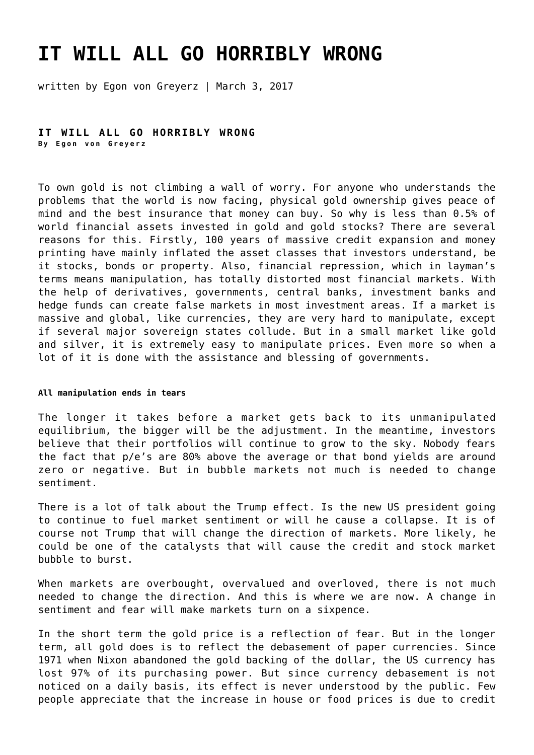# IT WILL ALL GO HORRIBLY WRONG

written by Egon von Greyerz | March 3, 2017

**IT WILL ALL GO HORRIBLY WRONG**
**By Egon von Greyerz**

To own gold is not climbing a wall of worry. For anyone who understands the problems that the world is now facing, physical gold ownership gives peace of mind and the best insurance that money can buy. So why is less than 0.5% of world financial assets invested in gold and gold stocks? There are several reasons for this. Firstly, 100 years of massive credit expansion and money printing have mainly inflated the asset classes that investors understand, be it stocks, bonds or property. Also, financial repression, which in layman's terms means manipulation, has totally distorted most financial markets. With the help of derivatives, governments, central banks, investment banks and hedge funds can create false markets in most investment areas. If a market is massive and global, like currencies, they are very hard to manipulate, except if several major sovereign states collude. But in a small market like gold and silver, it is extremely easy to manipulate prices. Even more so when a lot of it is done with the assistance and blessing of governments.

#### All manipulation ends in tears

The longer it takes before a market gets back to its unmanipulated equilibrium, the bigger will be the adjustment. In the meantime, investors believe that their portfolios will continue to grow to the sky. Nobody fears the fact that p/e's are 80% above the average or that bond yields are around zero or negative. But in bubble markets not much is needed to change sentiment.

There is a lot of talk about the Trump effect. Is the new US president going to continue to fuel market sentiment or will he cause a collapse. It is of course not Trump that will change the direction of markets. More likely, he could be one of the catalysts that will cause the credit and stock market bubble to burst.

When markets are overbought, overvalued and overloved, there is not much needed to change the direction. And this is where we are now. A change in sentiment and fear will make markets turn on a sixpence.

In the short term the gold price is a reflection of fear. But in the longer term, all gold does is to reflect the debasement of paper currencies. Since 1971 when Nixon abandoned the gold backing of the dollar, the US currency has lost 97% of its purchasing power. But since currency debasement is not noticed on a daily basis, its effect is never understood by the public. Few people appreciate that the increase in house or food prices is due to credit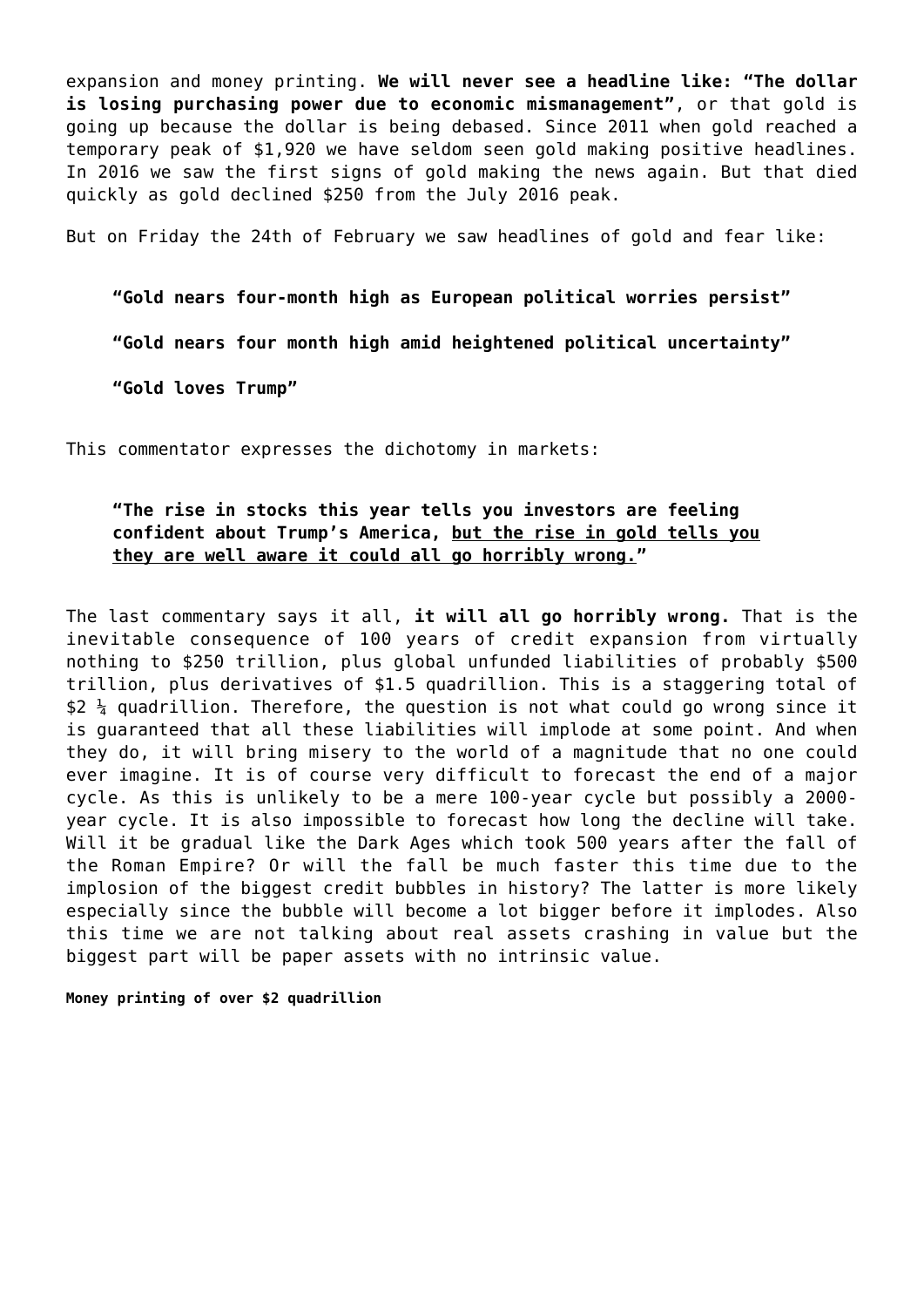expansion and money printing. **We will never see a headline like: "The dollar is losing purchasing power due to economic mismanagement"**, or that gold is going up because the dollar is being debased. Since 2011 when gold reached a temporary peak of $1,920 we have seldom seen gold making positive headlines. In 2016 we saw the first signs of gold making the news again. But that died quickly as gold declined $250 from the July 2016 peak.

But on Friday the 24th of February we saw headlines of gold and fear like:

> **"Gold nears four-month high as European political worries persist"**
>
> **"Gold nears four month high amid heightened political uncertainty"**
>
> **"Gold loves Trump"**

This commentator expresses the dichotomy in markets:

> **"The rise in stocks this year tells you investors are feeling confident about Trump's America, <u>but the rise in gold tells you they are well aware it could all go horribly wrong.</u>"**

The last commentary says it all, **it will all go horribly wrong.** That is the inevitable consequence of 100 years of credit expansion from virtually nothing to $250 trillion, plus global unfunded liabilities of probably $500 trillion, plus derivatives of $1.5 quadrillion. This is a staggering total of $2 ¼ quadrillion. Therefore, the question is not what could go wrong since it is guaranteed that all these liabilities will implode at some point. And when they do, it will bring misery to the world of a magnitude that no one could ever imagine. It is of course very difficult to forecast the end of a major cycle. As this is unlikely to be a mere 100-year cycle but possibly a 2000-year cycle. It is also impossible to forecast how long the decline will take. Will it be gradual like the Dark Ages which took 500 years after the fall of the Roman Empire? Or will the fall be much faster this time due to the implosion of the biggest credit bubbles in history? The latter is more likely especially since the bubble will become a lot bigger before it implodes. Also this time we are not talking about real assets crashing in value but the biggest part will be paper assets with no intrinsic value.

**Money printing of over $2 quadrillion**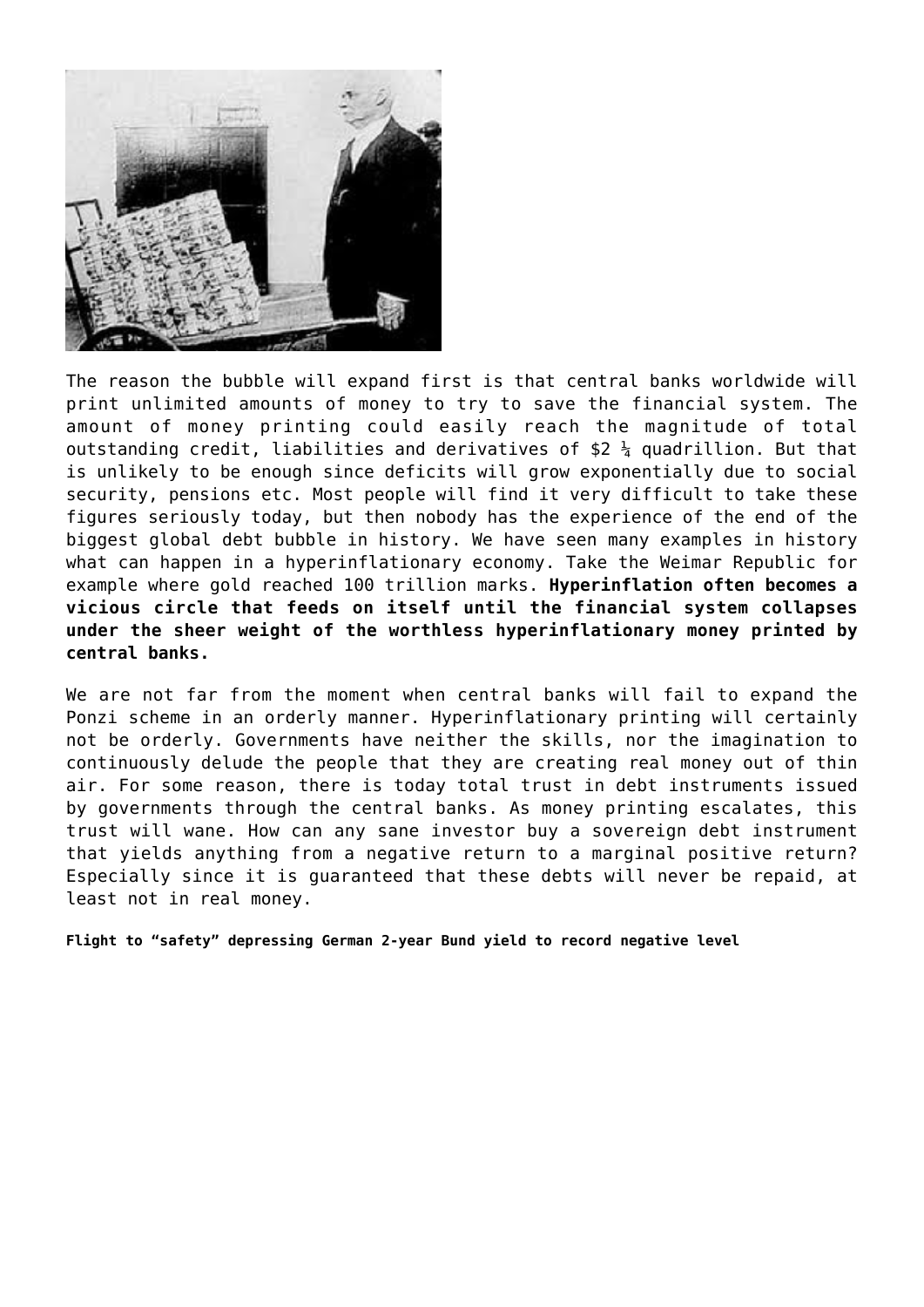The reason the bubble will expand first is that central banks worldwide will print unlimited amounts of money to try to save the financial system. The amount of money printing could easily reach the magnitude of total outstanding credit, liabilities and derivatives of $2 ¼ quadrillion. But that is unlikely to be enough since deficits will grow exponentially due to social security, pensions etc. Most people will find it very difficult to take these figures seriously today, but then nobody has the experience of the end of the biggest global debt bubble in history. We have seen many examples in history what can happen in a hyperinflationary economy. Take the Weimar Republic for example where gold reached 100 trillion marks. **Hyperinflation often becomes a vicious circle that feeds on itself until the financial system collapses under the sheer weight of the worthless hyperinflationary money printed by central banks.**

We are not far from the moment when central banks will fail to expand the Ponzi scheme in an orderly manner. Hyperinflationary printing will certainly not be orderly. Governments have neither the skills, nor the imagination to continuously delude the people that they are creating real money out of thin air. For some reason, there is today total trust in debt instruments issued by governments through the central banks. As money printing escalates, this trust will wane. How can any sane investor buy a sovereign debt instrument that yields anything from a negative return to a marginal positive return? Especially since it is guaranteed that these debts will never be repaid, at least not in real money.

**Flight to “safety” depressing German 2-year Bund yield to record negative level**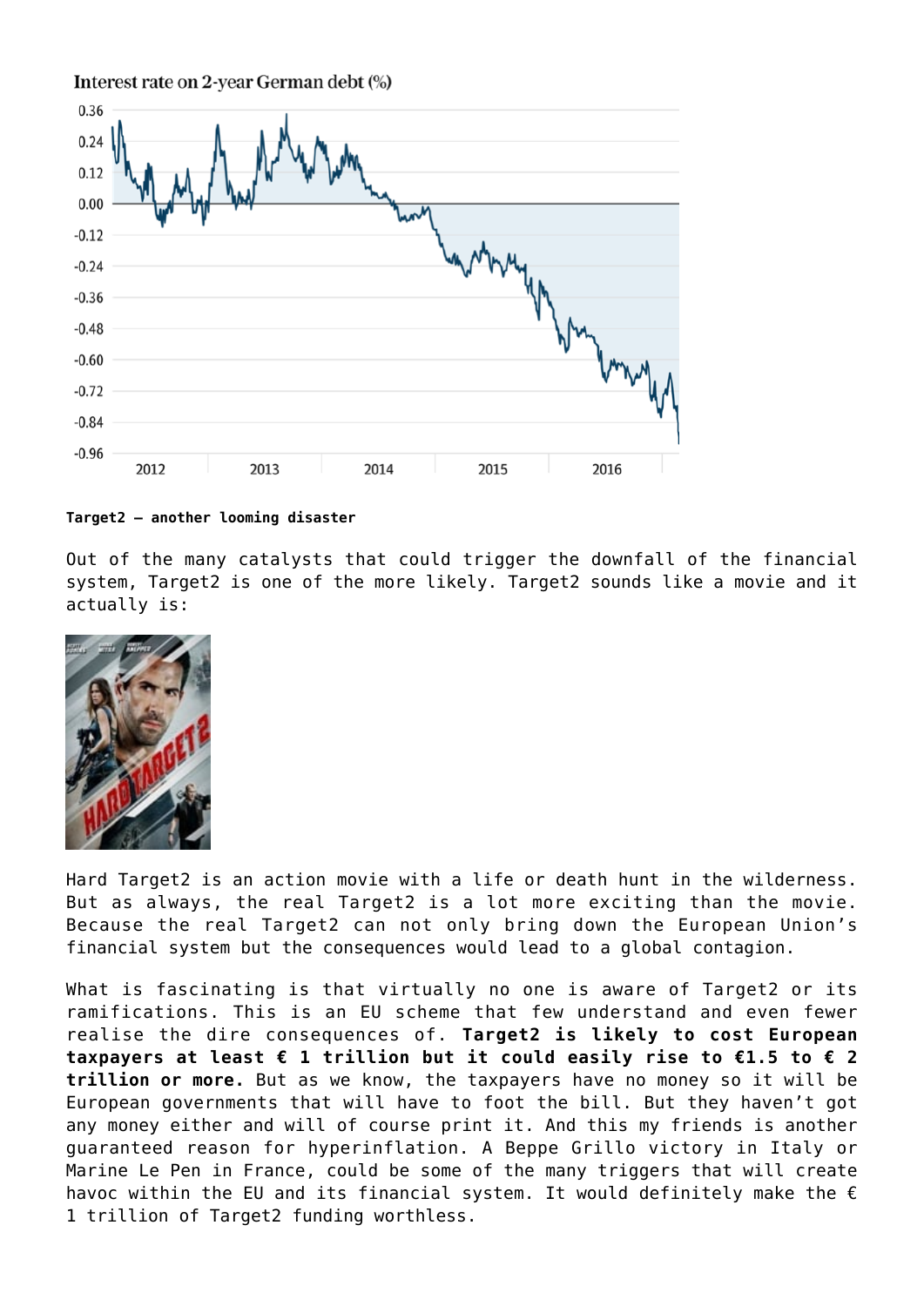Interest rate on 2-year German debt (%)

**Target2 – another looming disaster**

Out of the many catalysts that could trigger the downfall of the financial system, Target2 is one of the more likely. Target2 sounds like a movie and it actually is:

Hard Target2 is an action movie with a life or death hunt in the wilderness. But as always, the real Target2 is a lot more exciting than the movie. Because the real Target2 can not only bring down the European Union's financial system but the consequences would lead to a global contagion.

What is fascinating is that virtually no one is aware of Target2 or its ramifications. This is an EU scheme that few understand and even fewer realise the dire consequences of. **Target2 is likely to cost European taxpayers at least € 1 trillion but it could easily rise to €1.5 to € 2 trillion or more.** But as we know, the taxpayers have no money so it will be European governments that will have to foot the bill. But they haven't got any money either and will of course print it. And this my friends is another guaranteed reason for hyperinflation. A Beppe Grillo victory in Italy or Marine Le Pen in France, could be some of the many triggers that will create havoc within the EU and its financial system. It would definitely make the € 1 trillion of Target2 funding worthless.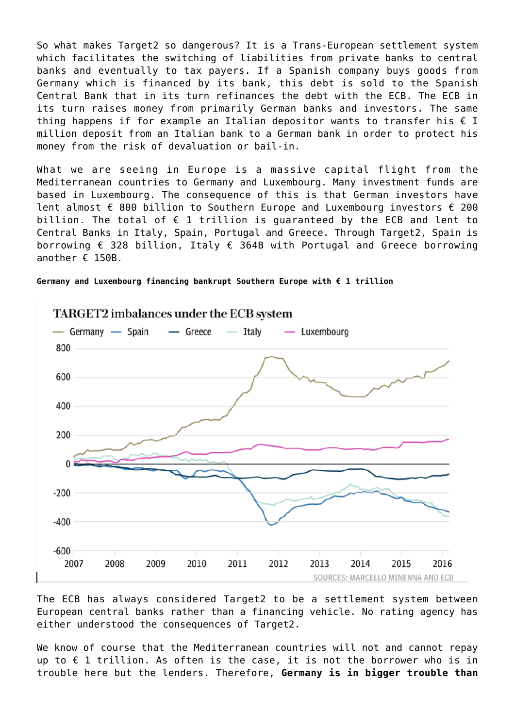So what makes Target2 so dangerous? It is a Trans-European settlement system which facilitates the switching of liabilities from private banks to central banks and eventually to tax payers. If a Spanish company buys goods from Germany which is financed by its bank, this debt is sold to the Spanish Central Bank that in its turn refinances the debt with the ECB. The ECB in its turn raises money from primarily German banks and investors. The same thing happens if for example an Italian depositor wants to transfer his € I million deposit from an Italian bank to a German bank in order to protect his money from the risk of devaluation or bail-in.

What we are seeing in Europe is a massive capital flight from the Mediterranean countries to Germany and Luxembourg. Many investment funds are based in Luxembourg. The consequence of this is that German investors have lent almost € 800 billion to Southern Europe and Luxembourg investors € 200 billion. The total of € 1 trillion is guaranteed by the ECB and lent to Central Banks in Italy, Spain, Portugal and Greece. Through Target2, Spain is borrowing € 328 billion, Italy € 364B with Portugal and Greece borrowing another € 150B.

**Germany and Luxembourg financing bankrupt Southern Europe with € 1 trillion**

The ECB has always considered Target2 to be a settlement system between European central banks rather than a financing vehicle. No rating agency has either understood the consequences of Target2.

We know of course that the Mediterranean countries will not and cannot repay up to € 1 trillion. As often is the case, it is not the borrower who is in trouble here but the lenders. Therefore, **Germany is in bigger trouble than**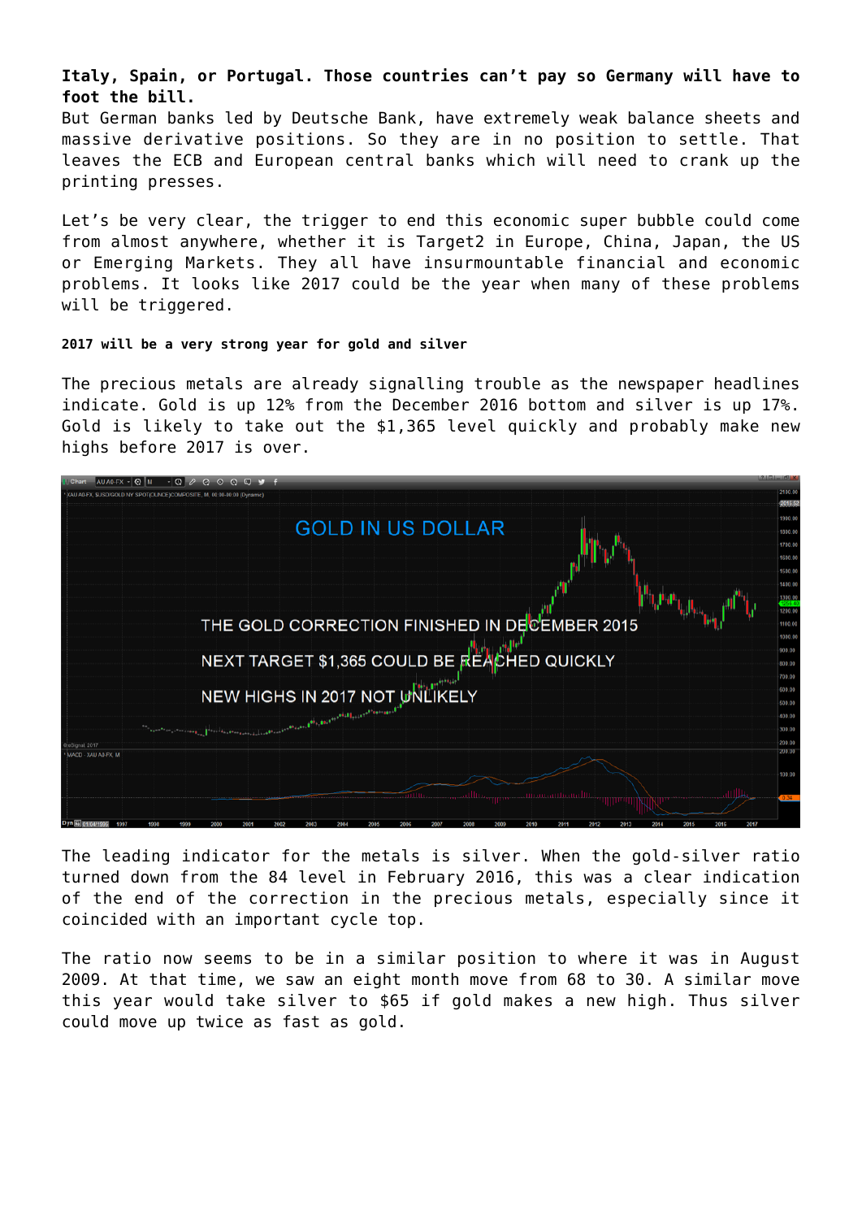**Italy, Spain, or Portugal. Those countries can't pay so Germany will have to foot the bill.**
But German banks led by Deutsche Bank, have extremely weak balance sheets and massive derivative positions. So they are in no position to settle. That leaves the ECB and European central banks which will need to crank up the printing presses.

Let's be very clear, the trigger to end this economic super bubble could come from almost anywhere, whether it is Target2 in Europe, China, Japan, the US or Emerging Markets. They all have insurmountable financial and economic problems. It looks like 2017 could be the year when many of these problems will be triggered.

#### 2017 will be a very strong year for gold and silver

The precious metals are already signalling trouble as the newspaper headlines indicate. Gold is up 12% from the December 2016 bottom and silver is up 17%. Gold is likely to take out the $1,365 level quickly and probably make new highs before 2017 is over.

The leading indicator for the metals is silver. When the gold-silver ratio turned down from the 84 level in February 2016, this was a clear indication of the end of the correction in the precious metals, especially since it coincided with an important cycle top.

The ratio now seems to be in a similar position to where it was in August 2009. At that time, we saw an eight month move from 68 to 30. A similar move this year would take silver to $65 if gold makes a new high. Thus silver could move up twice as fast as gold.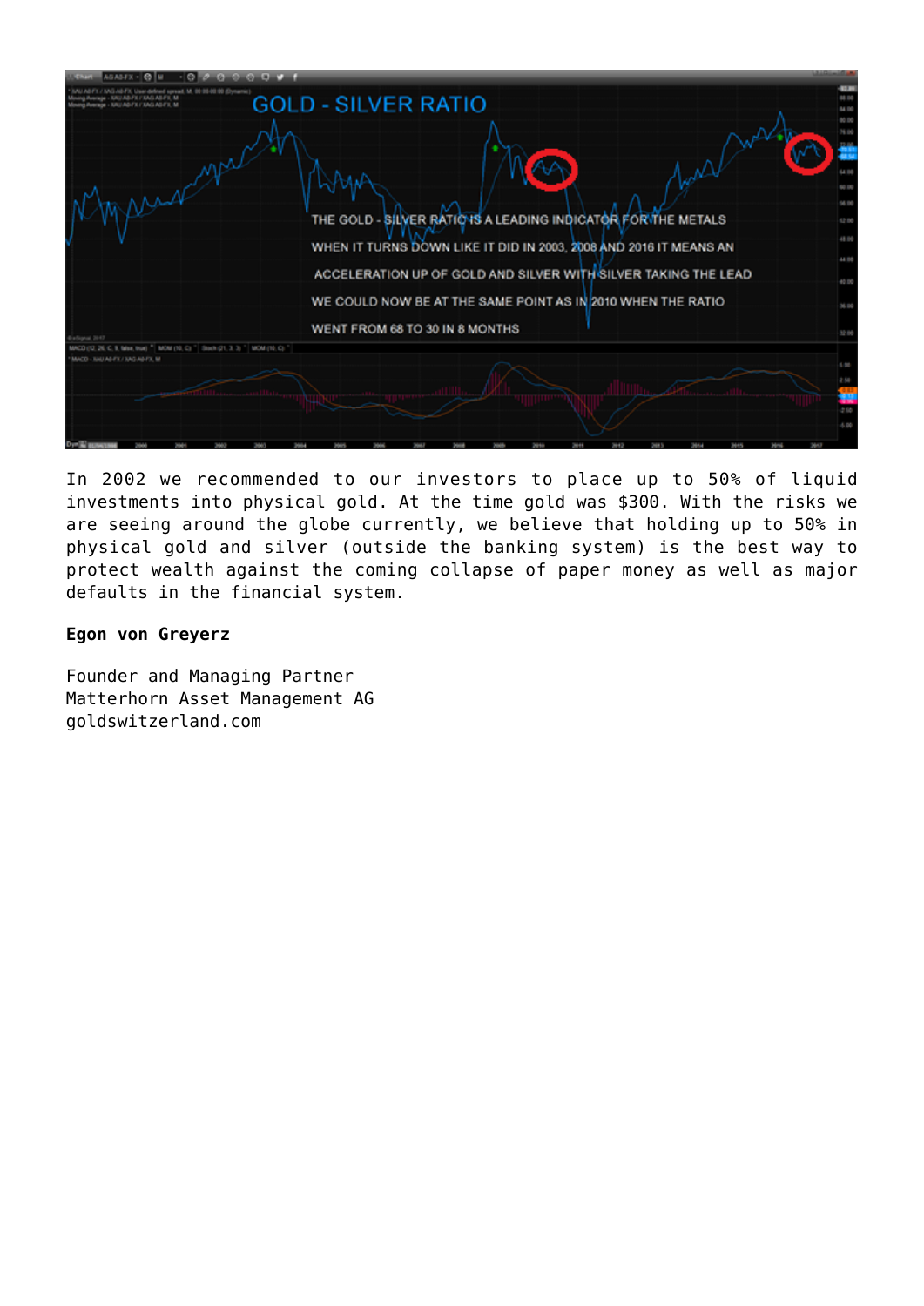GOLD - SILVER RATIO

THE GOLD - SILVER RATIO IS A LEADING INDICATOR FOR THE METALS

WHEN IT TURNS DOWN LIKE IT DID IN 2003, 2008 AND 2016 IT MEANS AN

ACCELERATION UP OF GOLD AND SILVER WITH SILVER TAKING THE LEAD

WE COULD NOW BE AT THE SAME POINT AS IN 2010 WHEN THE RATIO

WENT FROM 68 TO 30 IN 8 MONTHS

In 2002 we recommended to our investors to place up to 50% of liquid investments into physical gold. At the time gold was $300. With the risks we are seeing around the globe currently, we believe that holding up to 50% in physical gold and silver (outside the banking system) is the best way to protect wealth against the coming collapse of paper money as well as major defaults in the financial system.

**Egon von Greyerz**

Founder and Managing Partner
Matterhorn Asset Management AG
goldswitzerland.com